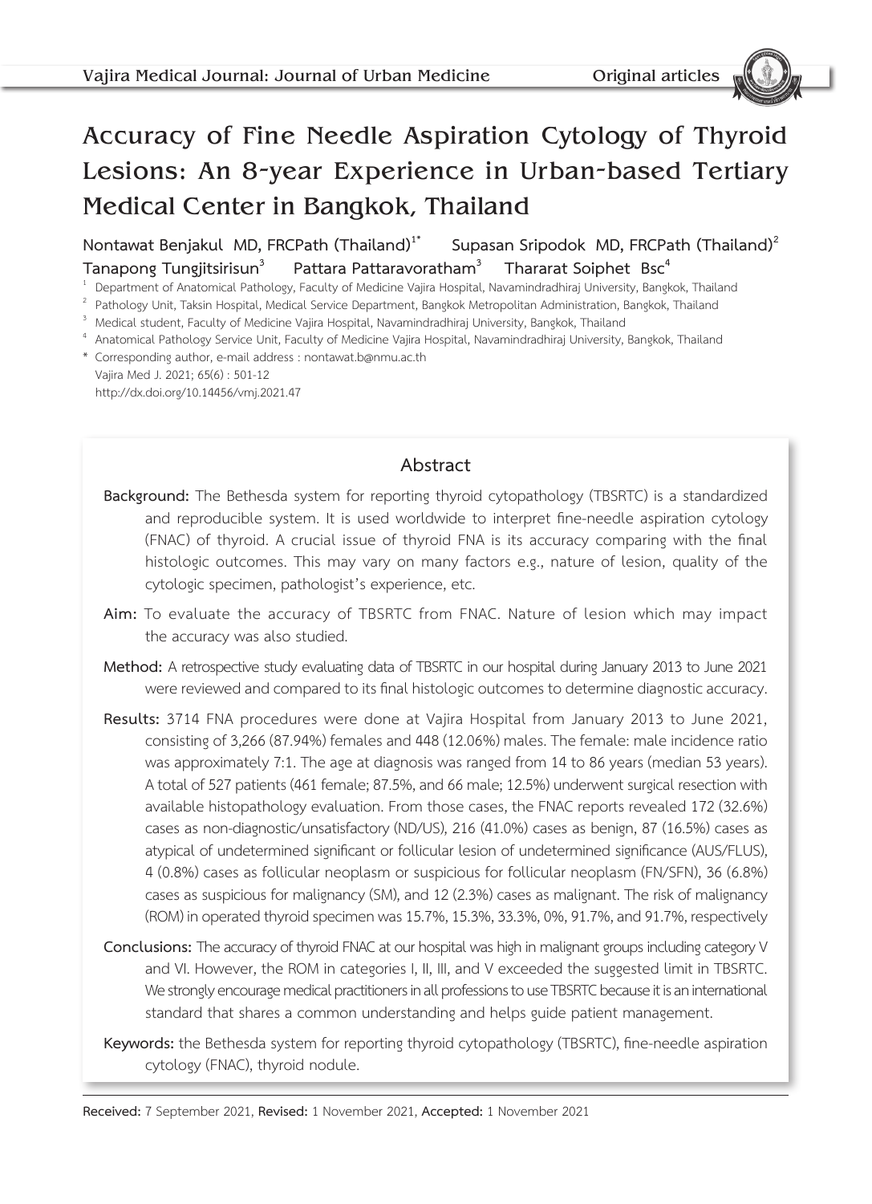# Accuracy of Fine Needle Aspiration Cytology of Thyroid Lesions: An 8-year Experience in Urban-based Tertiary Medical Center in Bangkok, Thailand

**Nontawat Benjakul MD, FRCPath (Thailand)[1*] Supasan Sripodok MD, FRCPath (Thailand)[2] Tanapong Tungjitsirisun[3] Pattara Pattaravoratham[3] Thararat Soiphet Bsc[4]**

[1] Department of Anatomical Pathology, Faculty of Medicine Vajira Hospital, Navamindradhiraj University, Bangkok, Thailand
[2] Pathology Unit, Taksin Hospital, Medical Service Department, Bangkok Metropolitan Administration, Bangkok, Thailand
[3] Medical student, Faculty of Medicine Vajira Hospital, Navamindradhiraj University, Bangkok, Thailand
[4] Anatomical Pathology Service Unit, Faculty of Medicine Vajira Hospital, Navamindradhiraj University, Bangkok, Thailand
\* Corresponding author, e-mail address : nontawat.b@nmu.ac.th
Vajira Med J. 2021; 65(6) : 501-12
http://dx.doi.org/10.14456/vmj.2021.47

## Abstract

**Background:** The Bethesda system for reporting thyroid cytopathology (TBSRTC) is a standardized and reproducible system. It is used worldwide to interpret fine-needle aspiration cytology (FNAC) of thyroid. A crucial issue of thyroid FNA is its accuracy comparing with the final histologic outcomes. This may vary on many factors e.g., nature of lesion, quality of the cytologic specimen, pathologist's experience, etc.

**Aim:** To evaluate the accuracy of TBSRTC from FNAC. Nature of lesion which may impact the accuracy was also studied.

**Method:** A retrospective study evaluating data of TBSRTC in our hospital during January 2013 to June 2021 were reviewed and compared to its final histologic outcomes to determine diagnostic accuracy.

**Results:** 3714 FNA procedures were done at Vajira Hospital from January 2013 to June 2021, consisting of 3,266 (87.94%) females and 448 (12.06%) males. The female: male incidence ratio was approximately 7:1. The age at diagnosis was ranged from 14 to 86 years (median 53 years). A total of 527 patients (461 female; 87.5%, and 66 male; 12.5%) underwent surgical resection with available histopathology evaluation. From those cases, the FNAC reports revealed 172 (32.6%) cases as non-diagnostic/unsatisfactory (ND/US), 216 (41.0%) cases as benign, 87 (16.5%) cases as atypical of undetermined significant or follicular lesion of undetermined significance (AUS/FLUS), 4 (0.8%) cases as follicular neoplasm or suspicious for follicular neoplasm (FN/SFN), 36 (6.8%) cases as suspicious for malignancy (SM), and 12 (2.3%) cases as malignant. The risk of malignancy (ROM) in operated thyroid specimen was 15.7%, 15.3%, 33.3%, 0%, 91.7%, and 91.7%, respectively

**Conclusions:** The accuracy of thyroid FNAC at our hospital was high in malignant groups including category V and VI. However, the ROM in categories I, II, III, and V exceeded the suggested limit in TBSRTC. We strongly encourage medical practitioners in all professions to use TBSRTC because it is an international standard that shares a common understanding and helps guide patient management.

**Keywords:** the Bethesda system for reporting thyroid cytopathology (TBSRTC), fine-needle aspiration cytology (FNAC), thyroid nodule.

**Received:** 7 September 2021, **Revised:** 1 November 2021, **Accepted:** 1 November 2021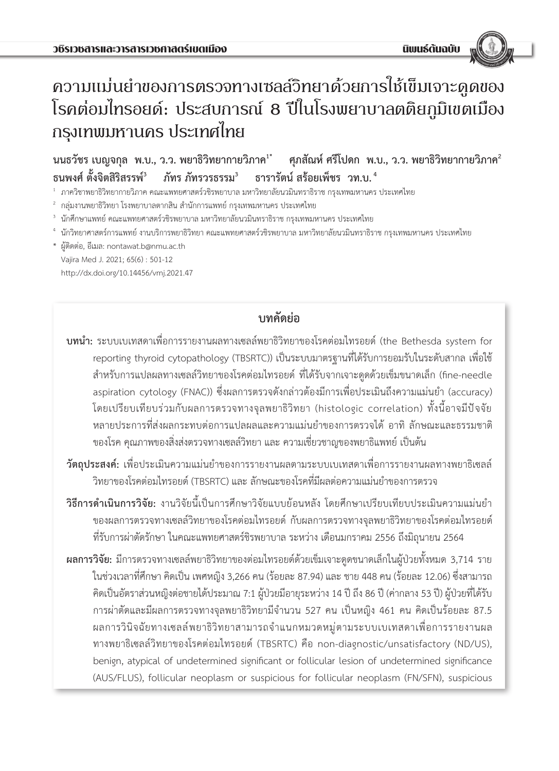# ความแม่นยำของการตรวจทางเซลล์วิทยาด้วยการใช้เข็มเจาะดูดของโรคต่อมไทรอยด์: ประสบการณ์ 8 ปีในโรงพยาบาลตติยภูมิเขตเมือง กรุงเทพมหานคร ประเทศไทย

**นนธวัชร เบญจกุล พ.บ., ว.ว. พยาธิวิทยากายวิภาค[1*]** **ศุภสัณห์ ศรีโปดก พ.บ., ว.ว. พยาธิวิทยากายวิภาค[2]**
**ธนพงศ์ ตั้งจิตสิริสรรพ์[3]** **ภัทร ภัทรวรธรรม[3]** **ธารารัตน์ สร้อยเพ็ชร วท.บ.[4]**

[1] ภาควิชาพยาธิวิทยากายวิภาค คณะแพทยศาสตร์วชิรพยาบาล มหาวิทยาลัยนวมินทราธิราช กรุงเทพมหานคร ประเทศไทย

[2] กลุ่มงานพยาธิวิทยา โรงพยาบาลตากสิน สำนักการแพทย์ กรุงเทพมหานคร ประเทศไทย

[3] นักศึกษาแพทย์ คณะแพทยศาสตร์วชิรพยาบาล มหาวิทยาลัยนวมินทราธิราช กรุงเทพมหานคร ประเทศไทย

[4] นักวิทยาศาสตร์การแพทย์ งานบริการพยาธิวิทยา คณะแพทยศาสตร์วชิรพยาบาล มหาวิทยาลัยนวมินทราธิราช กรุงเทพมหานคร ประเทศไทย

\* ผู้ติดต่อ, อีเมล: nontawat.b@nmu.ac.th
Vajira Med J. 2021; 65(6) : 501-12
http://dx.doi.org/10.14456/vmj.2021.47

## บทคัดย่อ

**บทนำ:** ระบบเบเทสดาเพื่อการรายงานผลทางเซลล์พยาธิวิทยาของโรคต่อมไทรอยด์ (the Bethesda system for reporting thyroid cytopathology (TBSRTC)) เป็นระบบมาตรฐานที่ได้รับการยอมรับในระดับสากล เพื่อใช้สำหรับการแปลผลทางเซลล์วิทยาของโรคต่อมไทรอยด์ ที่ได้รับจากเจาะดูดด้วยเข็มขนาดเล็ก (fine-needle aspiration cytology (FNAC)) ซึ่งผลการตรวจดังกล่าวต้องมีการเพื่อประเมินถึงความแม่นยำ (accuracy) โดยเปรียบเทียบร่วมกับผลการตรวจทางจุลพยาธิวิทยา (histologic correlation) ทั้งนี้อาจมีปัจจัยหลายประการที่ส่งผลกระทบต่อการแปลผลและความแม่นยำของการตรวจได้ อาทิ ลักษณะและธรรมชาติของโรค คุณภาพของสิ่งส่งตรวจทางเซลล์วิทยา และ ความเชี่ยวชาญของพยาธิแพทย์ เป็นต้น

**วัตถุประสงค์:** เพื่อประเมินความแม่นยำของการรายงานผลตามระบบเบเทสดาเพื่อการรายงานผลทางพยาธิเซลล์วิทยาของโรคต่อมไทรอยด์ (TBSRTC) และ ลักษณะของโรคที่มีผลต่อความแม่นยำของการตรวจ

**วิธีการดำเนินการวิจัย:** งานวิจัยนี้เป็นการศึกษาวิจัยแบบย้อนหลัง โดยศึกษาเปรียบเทียบประเมินความแม่นยำของผลการตรวจทางเซลล์วิทยาของโรคต่อมไทรอยด์ กับผลการตรวจทางจุลพยาธิวิทยาของโรคต่อมไทรอยด์ที่รับการผ่าตัดรักษา ในคณะแพทยศาสตร์วชิรพยาบาล ระหว่าง เดือนมกราคม 2556 ถึงมิถุนายน 2564

**ผลการวิจัย:** มีการตรวจทางเซลล์พยาธิวิทยาของต่อมไทรอยด์ด้วยเข็มเจาะดูดขนาดเล็กในผู้ป่วยทั้งหมด 3,714 ราย ในช่วงเวลาที่ศึกษา คิดเป็น เพศหญิง 3,266 คน (ร้อยละ 87.94) และ ชาย 448 คน (ร้อยละ 12.06) ซึ่งสามารถคิดเป็นอัตราส่วนหญิงต่อชายได้ประมาณ 7:1 ผู้ป่วยมีอายุระหว่าง 14 ปี ถึง 86 ปี (ค่ากลาง 53 ปี) ผู้ป่วยที่ได้รับการผ่าตัดและมีผลการตรวจทางจุลพยาธิวิทยามีจำนวน 527 คน เป็นหญิง 461 คน คิดเป็นร้อยละ 87.5 ผลการวินิจฉัยทางเซลล์พยาธิวิทยาสามารถจำแนกหมวดหมู่ตามระบบเบเทสดาเพื่อการรายงานผลทางพยาธิเซลล์วิทยาของโรคต่อมไทรอยด์ (TBSRTC) คือ non-diagnostic/unsatisfactory (ND/US), benign, atypical of undetermined significant or follicular lesion of undetermined significance (AUS/FLUS), follicular neoplasm or suspicious for follicular neoplasm (FN/SFN), suspicious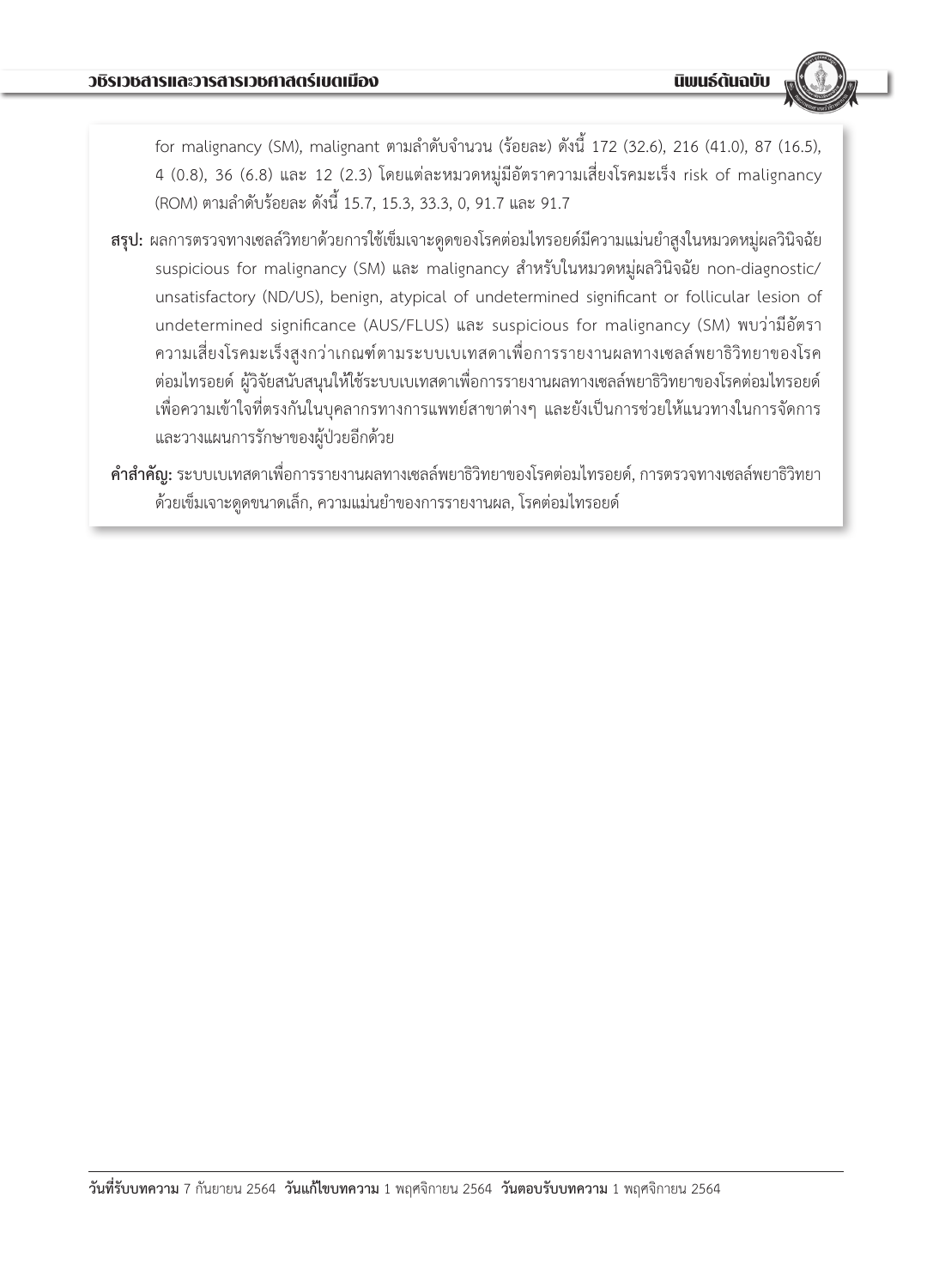for malignancy (SM), malignant ตามลำดับจำนวน (ร้อยละ) ดังนี้ 172 (32.6), 216 (41.0), 87 (16.5), 4 (0.8), 36 (6.8) และ 12 (2.3) โดยแต่ละหมวดหมู่มีอัตราความเสี่ยงโรคมะเร็ง risk of malignancy (ROM) ตามลำดับร้อยละ ดังนี้ 15.7, 15.3, 33.3, 0, 91.7 และ 91.7

**สรุป:** ผลการตรวจทางเซลล์วิทยาด้วยการใช้เข็มเจาะดูดของโรคต่อมไทรอยด์มีความแม่นยำสูงในหมวดหมู่ผลวินิจฉัย suspicious for malignancy (SM) และ malignancy สำหรับในหมวดหมู่ผลวินิจฉัย non-diagnostic/unsatisfactory (ND/US), benign, atypical of undetermined significant or follicular lesion of undetermined significance (AUS/FLUS) และ suspicious for malignancy (SM) พบว่ามีอัตราความเสี่ยงโรคมะเร็งสูงกว่าเกณฑ์ตามระบบเบเทสดาเพื่อการรายงานผลทางเซลล์พยาธิวิทยาของโรคต่อมไทรอยด์ ผู้วิจัยสนับสนุนให้ใช้ระบบเบเทสดาเพื่อการรายงานผลทางเซลล์พยาธิวิทยาของโรคต่อมไทรอยด์เพื่อความเข้าใจที่ตรงกันในบุคลากรทางการแพทย์สาขาต่างๆ และยังเป็นการช่วยให้แนวทางในการจัดการและวางแผนการรักษาของผู้ป่วยอีกด้วย

**คำสำคัญ:** ระบบเบเทสดาเพื่อการรายงานผลทางเซลล์พยาธิวิทยาของโรคต่อมไทรอยด์, การตรวจทางเซลล์พยาธิวิทยาด้วยเข็มเจาะดูดขนาดเล็ก, ความแม่นยำของการรายงานผล, โรคต่อมไทรอยด์

---

**วันที่รับบทความ** 7 กันยายน 2564 **วันแก้ไขบทความ** 1 พฤศจิกายน 2564 **วันตอบรับบทความ** 1 พฤศจิกายน 2564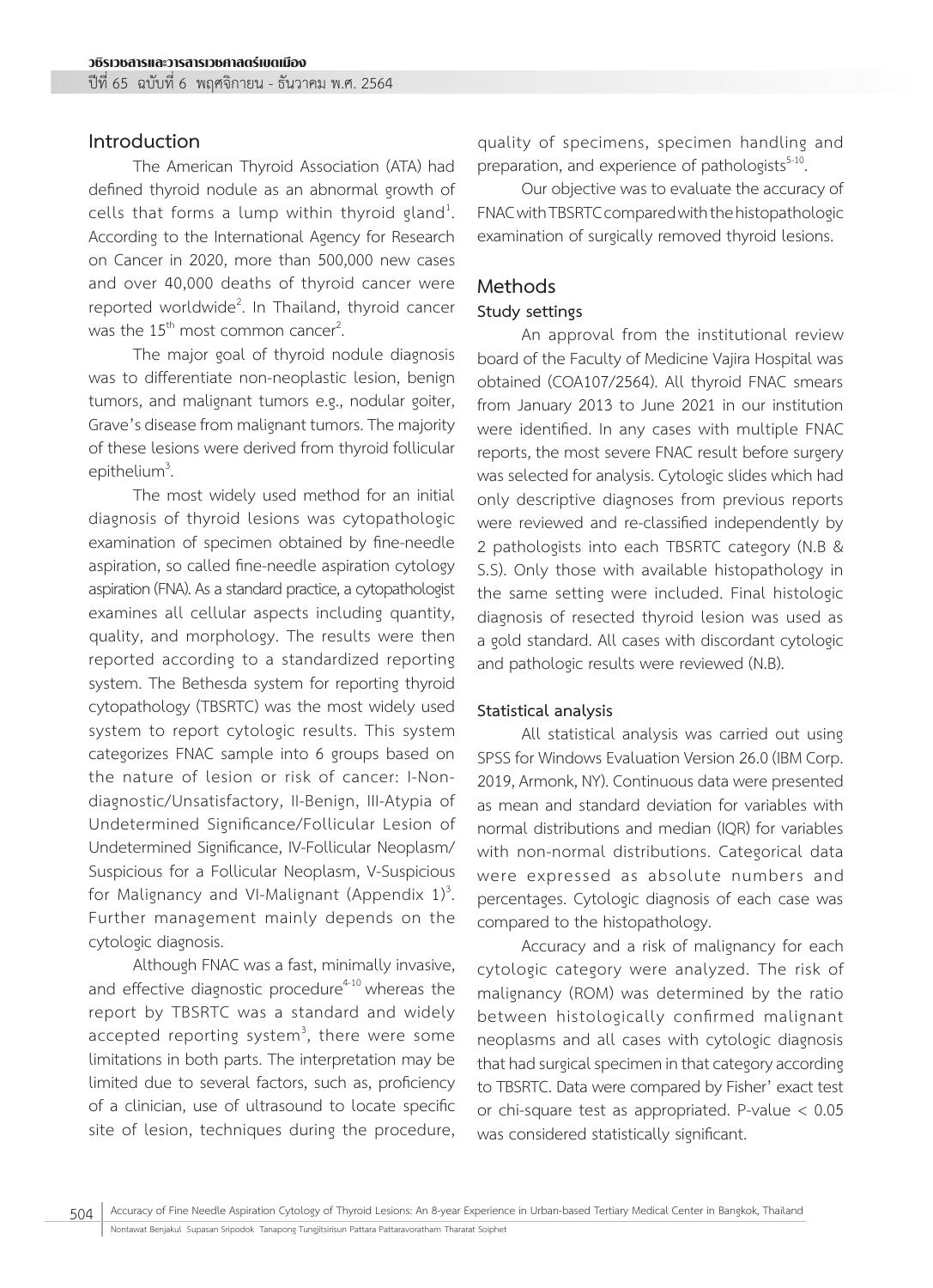## Introduction

The American Thyroid Association (ATA) had defined thyroid nodule as an abnormal growth of cells that forms a lump within thyroid gland[1]. According to the International Agency for Research on Cancer in 2020, more than 500,000 new cases and over 40,000 deaths of thyroid cancer were reported worldwide[2]. In Thailand, thyroid cancer was the 15th most common cancer[2].

The major goal of thyroid nodule diagnosis was to differentiate non-neoplastic lesion, benign tumors, and malignant tumors e.g., nodular goiter, Grave's disease from malignant tumors. The majority of these lesions were derived from thyroid follicular epithelium[3].

The most widely used method for an initial diagnosis of thyroid lesions was cytopathologic examination of specimen obtained by fine-needle aspiration, so called fine-needle aspiration cytology aspiration (FNA). As a standard practice, a cytopathologist examines all cellular aspects including quantity, quality, and morphology. The results were then reported according to a standardized reporting system. The Bethesda system for reporting thyroid cytopathology (TBSRTC) was the most widely used system to report cytologic results. This system categorizes FNAC sample into 6 groups based on the nature of lesion or risk of cancer: I-Non-diagnostic/Unsatisfactory, II-Benign, III-Atypia of Undetermined Significance/Follicular Lesion of Undetermined Significance, IV-Follicular Neoplasm/Suspicious for a Follicular Neoplasm, V-Suspicious for Malignancy and VI-Malignant (Appendix 1)[3]. Further management mainly depends on the cytologic diagnosis.

Although FNAC was a fast, minimally invasive, and effective diagnostic procedure[4-10] whereas the report by TBSRTC was a standard and widely accepted reporting system[3], there were some limitations in both parts. The interpretation may be limited due to several factors, such as, proficiency of a clinician, use of ultrasound to locate specific site of lesion, techniques during the procedure, quality of specimens, specimen handling and preparation, and experience of pathologists[5-10].

Our objective was to evaluate the accuracy of FNAC with TBSRTC compared with the histopathologic examination of surgically removed thyroid lesions.

## Methods

### Study settings

An approval from the institutional review board of the Faculty of Medicine Vajira Hospital was obtained (COA107/2564). All thyroid FNAC smears from January 2013 to June 2021 in our institution were identified. In any cases with multiple FNAC reports, the most severe FNAC result before surgery was selected for analysis. Cytologic slides which had only descriptive diagnoses from previous reports were reviewed and re-classified independently by 2 pathologists into each TBSRTC category (N.B & S.S). Only those with available histopathology in the same setting were included. Final histologic diagnosis of resected thyroid lesion was used as a gold standard. All cases with discordant cytologic and pathologic results were reviewed (N.B).

### Statistical analysis

All statistical analysis was carried out using SPSS for Windows Evaluation Version 26.0 (IBM Corp. 2019, Armonk, NY). Continuous data were presented as mean and standard deviation for variables with normal distributions and median (IQR) for variables with non-normal distributions. Categorical data were expressed as absolute numbers and percentages. Cytologic diagnosis of each case was compared to the histopathology.

Accuracy and a risk of malignancy for each cytologic category were analyzed. The risk of malignancy (ROM) was determined by the ratio between histologically confirmed malignant neoplasms and all cases with cytologic diagnosis that had surgical specimen in that category according to TBSRTC. Data were compared by Fisher' exact test or chi-square test as appropriated. P-value < 0.05 was considered statistically significant.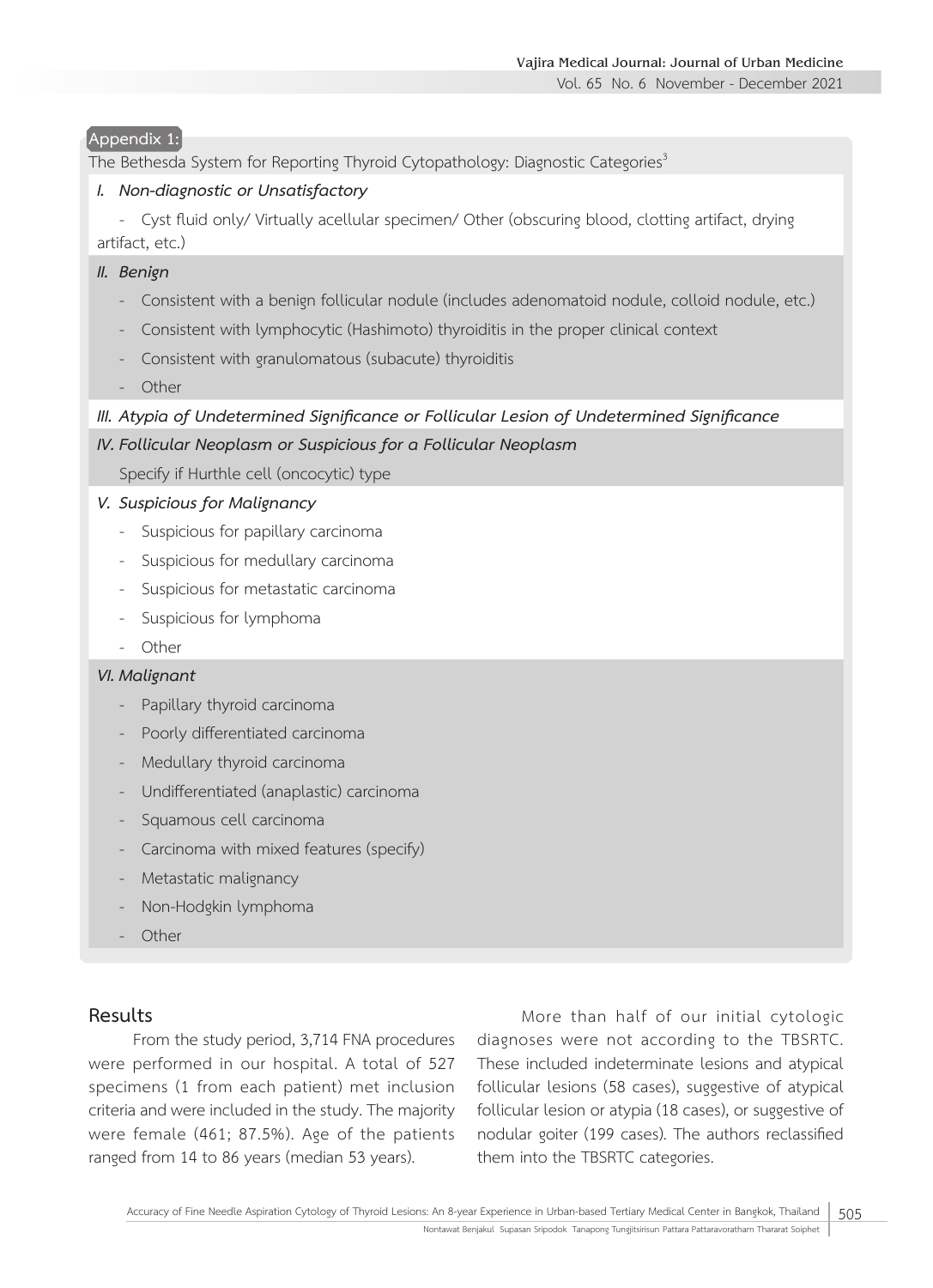**Appendix 1:**

The Bethesda System for Reporting Thyroid Cytopathology: Diagnostic Categories[3]

*I. Non-diagnostic or Unsatisfactory*

- Cyst fluid only/ Virtually acellular specimen/ Other (obscuring blood, clotting artifact, drying artifact, etc.)

*II. Benign*

- Consistent with a benign follicular nodule (includes adenomatoid nodule, colloid nodule, etc.)
- Consistent with lymphocytic (Hashimoto) thyroiditis in the proper clinical context
- Consistent with granulomatous (subacute) thyroiditis
- Other

*III. Atypia of Undetermined Significance or Follicular Lesion of Undetermined Significance*

*IV. Follicular Neoplasm or Suspicious for a Follicular Neoplasm*

Specify if Hurthle cell (oncocytic) type

*V. Suspicious for Malignancy*

- Suspicious for papillary carcinoma
- Suspicious for medullary carcinoma
- Suspicious for metastatic carcinoma
- Suspicious for lymphoma
- Other

*VI. Malignant*

- Papillary thyroid carcinoma
- Poorly differentiated carcinoma
- Medullary thyroid carcinoma
- Undifferentiated (anaplastic) carcinoma
- Squamous cell carcinoma
- Carcinoma with mixed features (specify)
- Metastatic malignancy
- Non-Hodgkin lymphoma
- Other

## Results

From the study period, 3,714 FNA procedures were performed in our hospital. A total of 527 specimens (1 from each patient) met inclusion criteria and were included in the study. The majority were female (461; 87.5%). Age of the patients ranged from 14 to 86 years (median 53 years).

More than half of our initial cytologic diagnoses were not according to the TBSRTC. These included indeterminate lesions and atypical follicular lesions (58 cases), suggestive of atypical follicular lesion or atypia (18 cases), or suggestive of nodular goiter (199 cases). The authors reclassified them into the TBSRTC categories.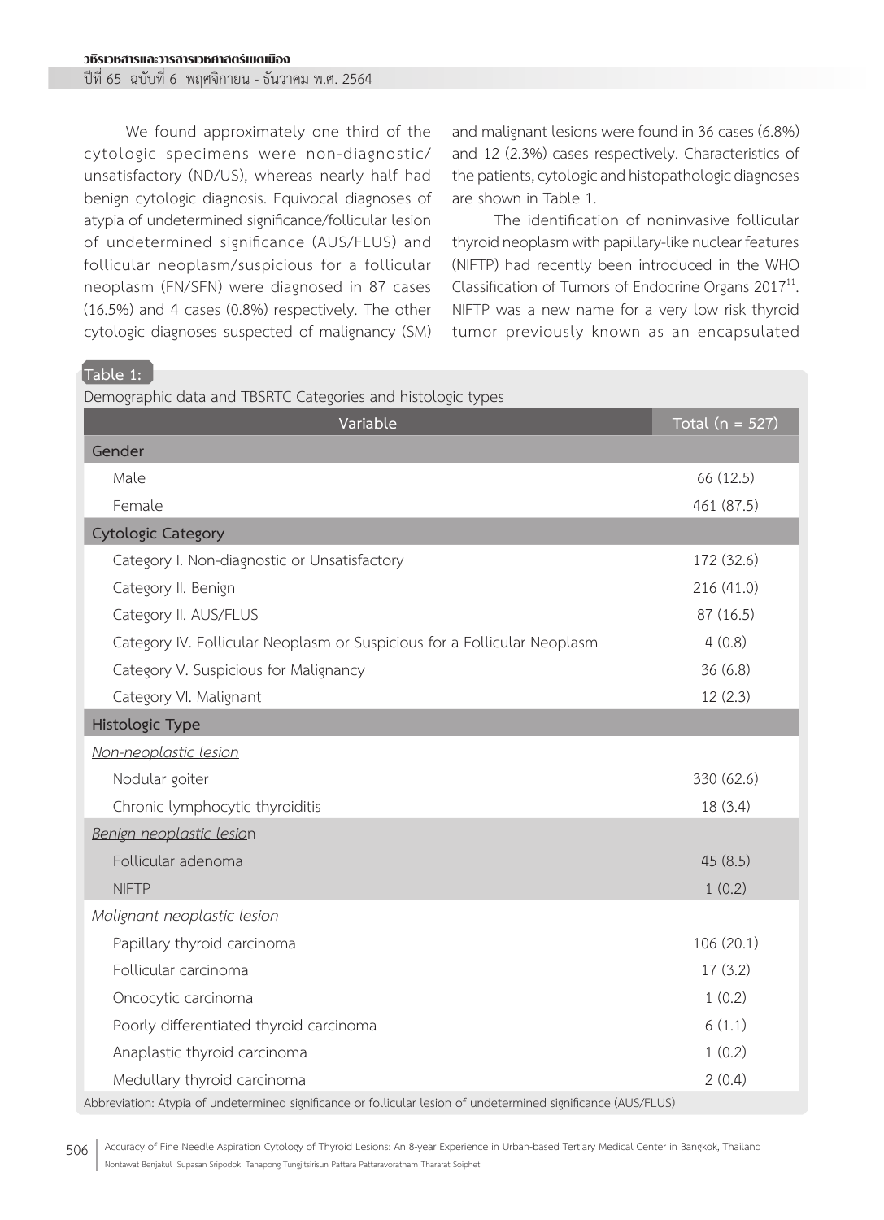We found approximately one third of the cytologic specimens were non-diagnostic/unsatisfactory (ND/US), whereas nearly half had benign cytologic diagnosis. Equivocal diagnoses of atypia of undetermined significance/follicular lesion of undetermined significance (AUS/FLUS) and follicular neoplasm/suspicious for a follicular neoplasm (FN/SFN) were diagnosed in 87 cases (16.5%) and 4 cases (0.8%) respectively. The other cytologic diagnoses suspected of malignancy (SM) and malignant lesions were found in 36 cases (6.8%) and 12 (2.3%) cases respectively. Characteristics of the patients, cytologic and histopathologic diagnoses are shown in Table 1.

The identification of noninvasive follicular thyroid neoplasm with papillary-like nuclear features (NIFTP) had recently been introduced in the WHO Classification of Tumors of Endocrine Organs 2017[11]. NIFTP was a new name for a very low risk thyroid tumor previously known as an encapsulated

**Table 1:** Demographic data and TBSRTC Categories and histologic types

| Variable | Total (n = 527) |
|---|---|
| **Gender** | |
| Male | 66 (12.5) |
| Female | 461 (87.5) |
| **Cytologic Category** | |
| Category I. Non-diagnostic or Unsatisfactory | 172 (32.6) |
| Category II. Benign | 216 (41.0) |
| Category II. AUS/FLUS | 87 (16.5) |
| Category IV. Follicular Neoplasm or Suspicious for a Follicular Neoplasm | 4 (0.8) |
| Category V. Suspicious for Malignancy | 36 (6.8) |
| Category VI. Malignant | 12 (2.3) |
| **Histologic Type** | |
| *Non-neoplastic lesion* | |
| Nodular goiter | 330 (62.6) |
| Chronic lymphocytic thyroiditis | 18 (3.4) |
| *Benign neoplastic lesion* | |
| Follicular adenoma | 45 (8.5) |
| NIFTP | 1 (0.2) |
| *Malignant neoplastic lesion* | |
| Papillary thyroid carcinoma | 106 (20.1) |
| Follicular carcinoma | 17 (3.2) |
| Oncocytic carcinoma | 1 (0.2) |
| Poorly differentiated thyroid carcinoma | 6 (1.1) |
| Anaplastic thyroid carcinoma | 1 (0.2) |
| Medullary thyroid carcinoma | 2 (0.4) |

Abbreviation: Atypia of undetermined significance or follicular lesion of undetermined significance (AUS/FLUS)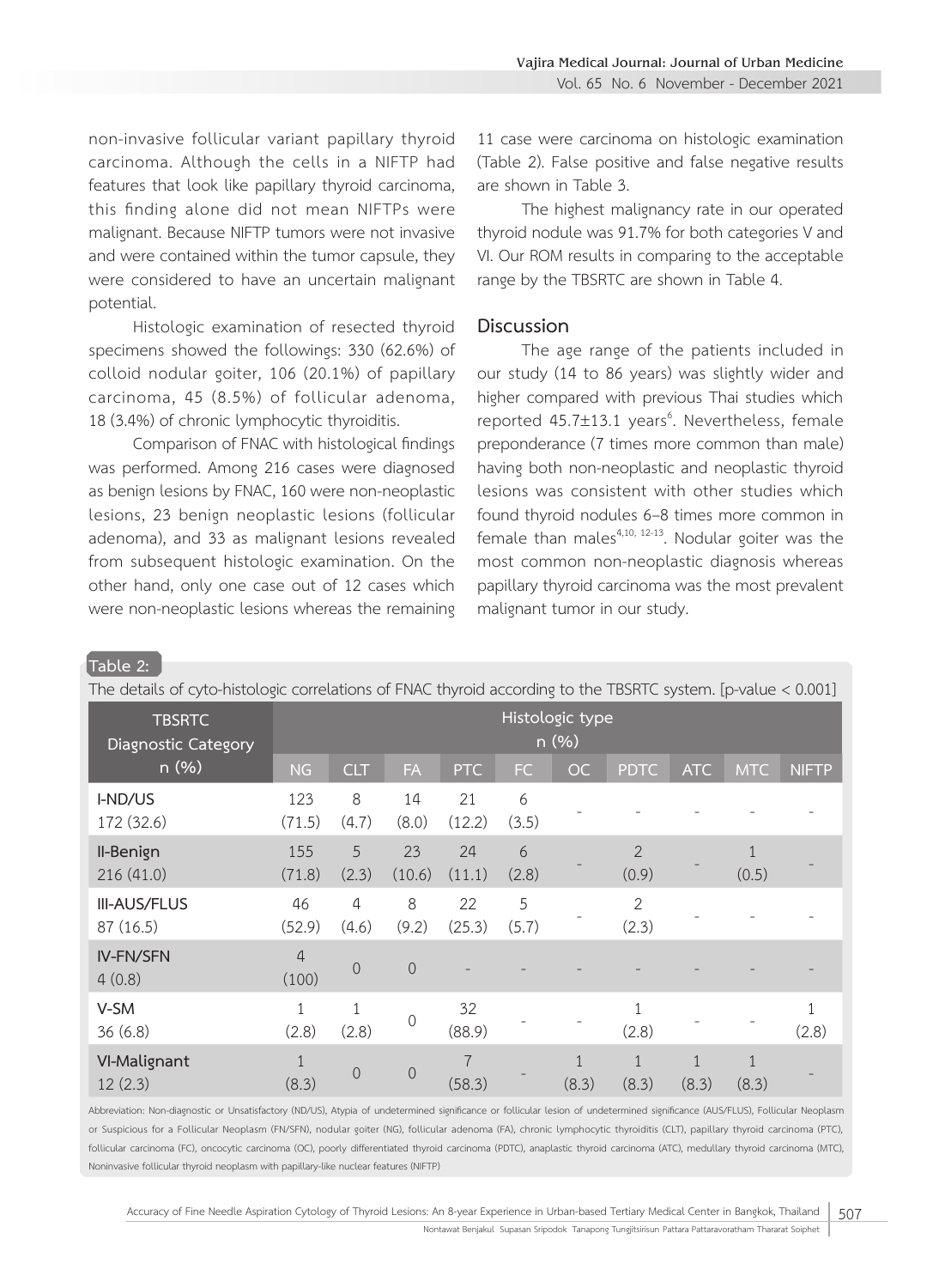non-invasive follicular variant papillary thyroid carcinoma. Although the cells in a NIFTP had features that look like papillary thyroid carcinoma, this finding alone did not mean NIFTPs were malignant. Because NIFTP tumors were not invasive and were contained within the tumor capsule, they were considered to have an uncertain malignant potential.

Histologic examination of resected thyroid specimens showed the followings: 330 (62.6%) of colloid nodular goiter, 106 (20.1%) of papillary carcinoma, 45 (8.5%) of follicular adenoma, 18 (3.4%) of chronic lymphocytic thyroiditis.

Comparison of FNAC with histological findings was performed. Among 216 cases were diagnosed as benign lesions by FNAC, 160 were non-neoplastic lesions, 23 benign neoplastic lesions (follicular adenoma), and 33 as malignant lesions revealed from subsequent histologic examination. On the other hand, only one case out of 12 cases which were non-neoplastic lesions whereas the remaining 11 case were carcinoma on histologic examination (Table 2). False positive and false negative results are shown in Table 3.

The highest malignancy rate in our operated thyroid nodule was 91.7% for both categories V and VI. Our ROM results in comparing to the acceptable range by the TBSRTC are shown in Table 4.

## Discussion

The age range of the patients included in our study (14 to 86 years) was slightly wider and higher compared with previous Thai studies which reported 45.7±13.1 years[6]. Nevertheless, female preponderance (7 times more common than male) having both non-neoplastic and neoplastic thyroid lesions was consistent with other studies which found thyroid nodules 6–8 times more common in female than males[4,10, 12-13]. Nodular goiter was the most common non-neoplastic diagnosis whereas papillary thyroid carcinoma was the most prevalent malignant tumor in our study.

**Table 2:**
The details of cyto-histologic correlations of FNAC thyroid according to the TBSRTC system. [p-value < 0.001]

| TBSRTC Diagnostic Category n (%) | Histologic type n (%) | | | | | | | | | |
|---|---|---|---|---|---|---|---|---|---|---|
| | NG | CLT | FA | PTC | FC | OC | PDTC | ATC | MTC | NIFTP |
| I-ND/US 172 (32.6) | 123 (71.5) | 8 (4.7) | 14 (8.0) | 21 (12.2) | 6 (3.5) | - | - | - | - | - |
| II-Benign 216 (41.0) | 155 (71.8) | 5 (2.3) | 23 (10.6) | 24 (11.1) | 6 (2.8) | - | 2 (0.9) | - | 1 (0.5) | - |
| III-AUS/FLUS 87 (16.5) | 46 (52.9) | 4 (4.6) | 8 (9.2) | 22 (25.3) | 5 (5.7) | - | 2 (2.3) | - | - | - |
| IV-FN/SFN 4 (0.8) | 4 (100) | 0 | 0 | - | - | - | - | - | - | - |
| V-SM 36 (6.8) | 1 (2.8) | 1 (2.8) | 0 | 32 (88.9) | - | - | 1 (2.8) | - | - | 1 (2.8) |
| VI-Malignant 12 (2.3) | 1 (8.3) | 0 | 0 | 7 (58.3) | - | 1 (8.3) | 1 (8.3) | 1 (8.3) | 1 (8.3) | - |

Abbreviation: Non-diagnostic or Unsatisfactory (ND/US), Atypia of undetermined significance or follicular lesion of undetermined significance (AUS/FLUS), Follicular Neoplasm or Suspicious for a Follicular Neoplasm (FN/SFN), nodular goiter (NG), follicular adenoma (FA), chronic lymphocytic thyroiditis (CLT), papillary thyroid carcinoma (PTC), follicular carcinoma (FC), oncocytic carcinoma (OC), poorly differentiated thyroid carcinoma (PDTC), anaplastic thyroid carcinoma (ATC), medullary thyroid carcinoma (MTC), Noninvasive follicular thyroid neoplasm with papillary-like nuclear features (NIFTP)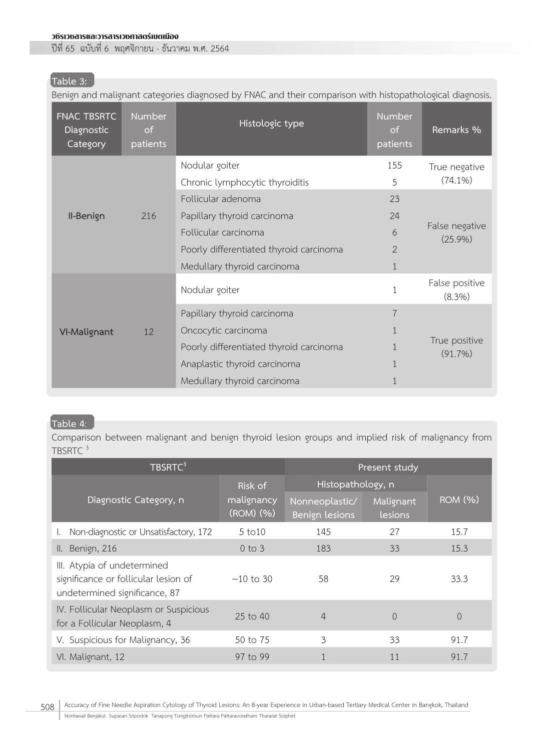**Table 3:**

Benign and malignant categories diagnosed by FNAC and their comparison with histopathological diagnosis.

| FNAC TBSRTC Diagnostic Category | Number of patients | Histologic type | Number of patients | Remarks % |
|---|---|---|---|---|
| II-Benign | 216 | Nodular goiter | 155 | True negative (74.1%) |
| | | Chronic lymphocytic thyroiditis | 5 | |
| | | Follicular adenoma | 23 | False negative (25.9%) |
| | | Papillary thyroid carcinoma | 24 | |
| | | Follicular carcinoma | 6 | |
| | | Poorly differentiated thyroid carcinoma | 2 | |
| | | Medullary thyroid carcinoma | 1 | |
| VI-Malignant | 12 | Nodular goiter | 1 | False positive (8.3%) |
| | | Papillary thyroid carcinoma | 7 | True positive (91.7%) |
| | | Oncocytic carcinoma | 1 | |
| | | Poorly differentiated thyroid carcinoma | 1 | |
| | | Anaplastic thyroid carcinoma | 1 | |
| | | Medullary thyroid carcinoma | 1 | |

**Table 4:**

Comparison between malignant and benign thyroid lesion groups and implied risk of malignancy from TBSRTC [3]

| TBSRTC[3] | | Present study | | |
|---|---|---|---|---|
| Diagnostic Category, n | Risk of malignancy (ROM) (%) | Histopathology, n | | ROM (%) |
| | | Nonneoplastic/ Benign lesions | Malignant lesions | |
| I. Non-diagnostic or Unsatisfactory, 172 | 5 to10 | 145 | 27 | 15.7 |
| II. Benign, 216 | 0 to 3 | 183 | 33 | 15.3 |
| III. Atypia of undetermined significance or follicular lesion of undetermined significance, 87 | ~10 to 30 | 58 | 29 | 33.3 |
| IV. Follicular Neoplasm or Suspicious for a Follicular Neoplasm, 4 | 25 to 40 | 4 | 0 | 0 |
| V. Suspicious for Malignancy, 36 | 50 to 75 | 3 | 33 | 91.7 |
| VI. Malignant, 12 | 97 to 99 | 1 | 11 | 91.7 |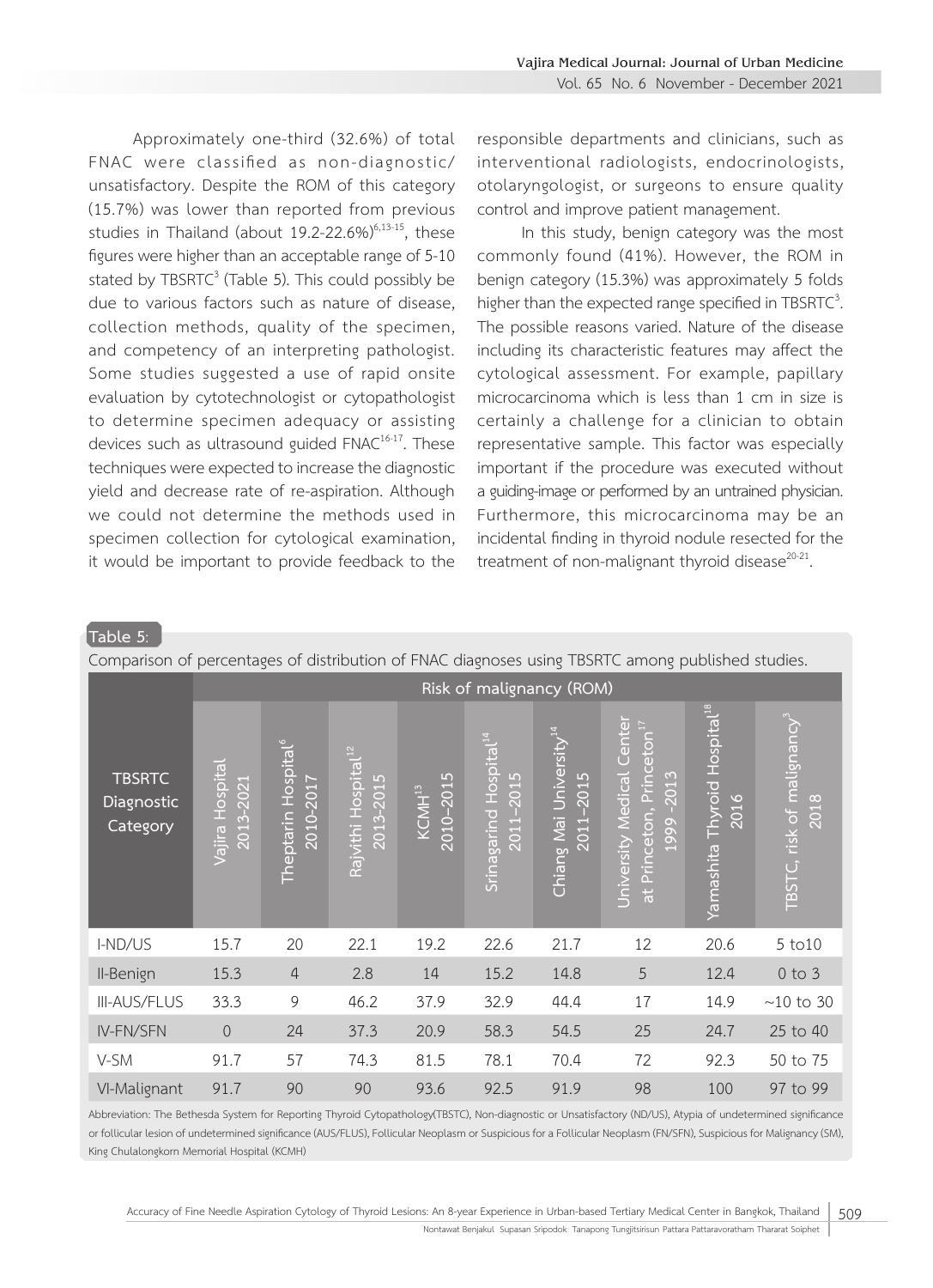Approximately one-third (32.6%) of total FNAC were classified as non-diagnostic/unsatisfactory. Despite the ROM of this category (15.7%) was lower than reported from previous studies in Thailand (about 19.2-22.6%)[6,13-15], these figures were higher than an acceptable range of 5-10 stated by TBSRTC[3] (Table 5). This could possibly be due to various factors such as nature of disease, collection methods, quality of the specimen, and competency of an interpreting pathologist. Some studies suggested a use of rapid onsite evaluation by cytotechnologist or cytopathologist to determine specimen adequacy or assisting devices such as ultrasound guided FNAC[16-17]. These techniques were expected to increase the diagnostic yield and decrease rate of re-aspiration. Although we could not determine the methods used in specimen collection for cytological examination, it would be important to provide feedback to the responsible departments and clinicians, such as interventional radiologists, endocrinologists, otolaryngologist, or surgeons to ensure quality control and improve patient management.

In this study, benign category was the most commonly found (41%). However, the ROM in benign category (15.3%) was approximately 5 folds higher than the expected range specified in TBSRTC[3]. The possible reasons varied. Nature of the disease including its characteristic features may affect the cytological assessment. For example, papillary microcarcinoma which is less than 1 cm in size is certainly a challenge for a clinician to obtain representative sample. This factor was especially important if the procedure was executed without a guiding-image or performed by an untrained physician. Furthermore, this microcarcinoma may be an incidental finding in thyroid nodule resected for the treatment of non-malignant thyroid disease[20-21].

Table 5: Comparison of percentages of distribution of FNAC diagnoses using TBSRTC among published studies.

| TBSRTC Diagnostic Category | Risk of malignancy (ROM) | | | | | | | | |
|---|---|---|---|---|---|---|---|---|---|
| | Vajira Hospital 2013-2021 | Theptarin Hospital[6] 2010-2017 | Rajvithi Hospital[12] 2013-2015 | KCMH[13] 2010-2015 | Srinagarind Hospital[14] 2011-2015 | Chiang Mai University[14] 2011-2015 | University Medical Center at Princeton, Princeton[17] 1999-2013 | Yamashita Thyroid Hospital[18] 2016 | TBSTC, risk of malignancy[3] 2018 |
| I-ND/US | 15.7 | 20 | 22.1 | 19.2 | 22.6 | 21.7 | 12 | 20.6 | 5 to10 |
| II-Benign | 15.3 | 4 | 2.8 | 14 | 15.2 | 14.8 | 5 | 12.4 | 0 to 3 |
| III-AUS/FLUS | 33.3 | 9 | 46.2 | 37.9 | 32.9 | 44.4 | 17 | 14.9 | ~10 to 30 |
| IV-FN/SFN | 0 | 24 | 37.3 | 20.9 | 58.3 | 54.5 | 25 | 24.7 | 25 to 40 |
| V-SM | 91.7 | 57 | 74.3 | 81.5 | 78.1 | 70.4 | 72 | 92.3 | 50 to 75 |
| VI-Malignant | 91.7 | 90 | 90 | 93.6 | 92.5 | 91.9 | 98 | 100 | 97 to 99 |

Abbreviation: The Bethesda System for Reporting Thyroid Cytopathology(TBSTC), Non-diagnostic or Unsatisfactory (ND/US), Atypia of undetermined significance or follicular lesion of undetermined significance (AUS/FLUS), Follicular Neoplasm or Suspicious for a Follicular Neoplasm (FN/SFN), Suspicious for Malignancy (SM), King Chulalongkorn Memorial Hospital (KCMH)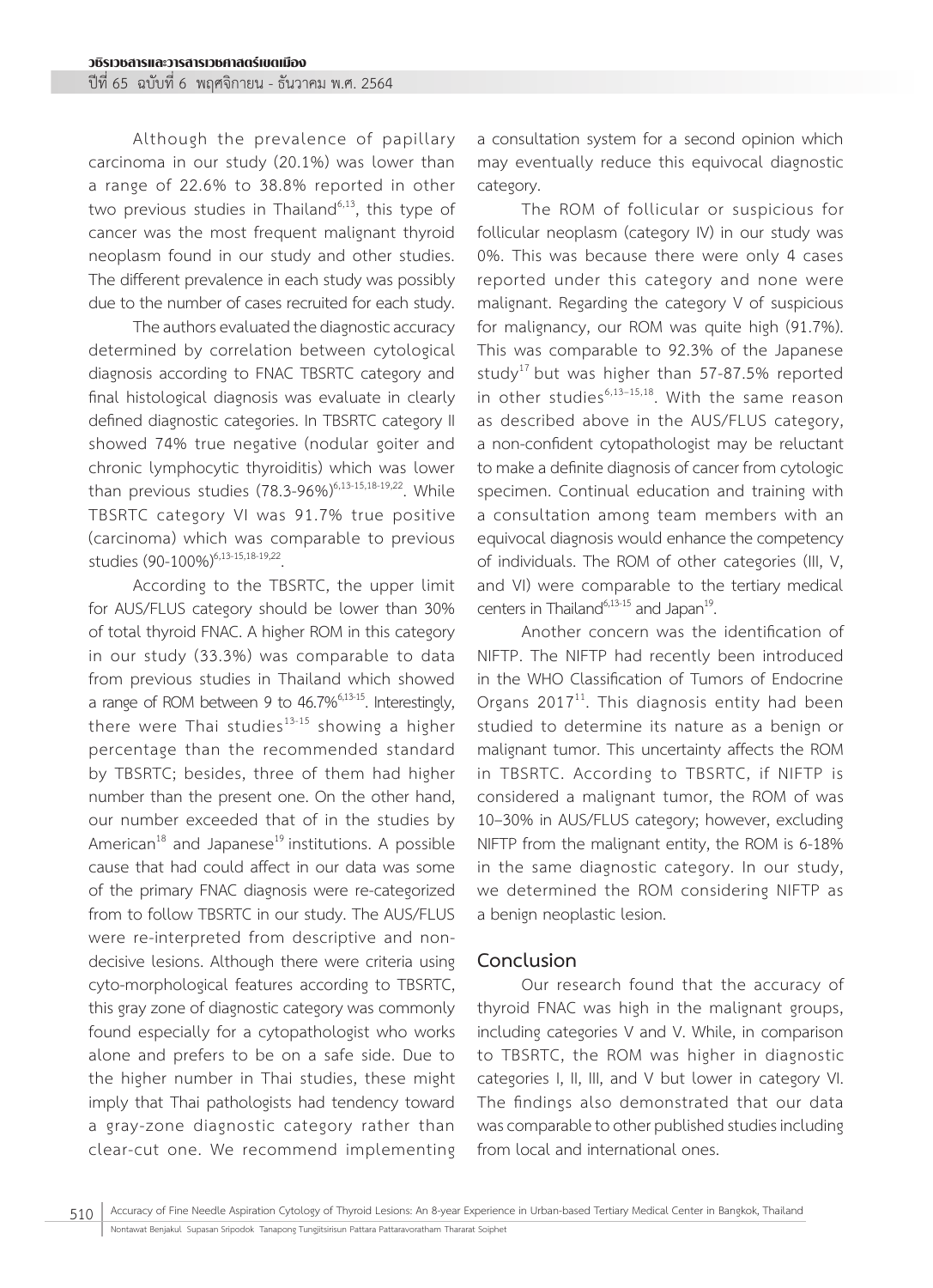Although the prevalence of papillary carcinoma in our study (20.1%) was lower than a range of 22.6% to 38.8% reported in other two previous studies in Thailand[6,13], this type of cancer was the most frequent malignant thyroid neoplasm found in our study and other studies. The different prevalence in each study was possibly due to the number of cases recruited for each study.

The authors evaluated the diagnostic accuracy determined by correlation between cytological diagnosis according to FNAC TBSRTC category and final histological diagnosis was evaluate in clearly defined diagnostic categories. In TBSRTC category II showed 74% true negative (nodular goiter and chronic lymphocytic thyroiditis) which was lower than previous studies (78.3-96%)[6,13-15,18-19,22]. While TBSRTC category VI was 91.7% true positive (carcinoma) which was comparable to previous studies (90-100%)[6,13-15,18-19,22].

According to the TBSRTC, the upper limit for AUS/FLUS category should be lower than 30% of total thyroid FNAC. A higher ROM in this category in our study (33.3%) was comparable to data from previous studies in Thailand which showed a range of ROM between 9 to 46.7%[6,13-15]. Interestingly, there were Thai studies[13-15] showing a higher percentage than the recommended standard by TBSRTC; besides, three of them had higher number than the present one. On the other hand, our number exceeded that of in the studies by American[18] and Japanese[19] institutions. A possible cause that had could affect in our data was some of the primary FNAC diagnosis were re-categorized from to follow TBSRTC in our study. The AUS/FLUS were re-interpreted from descriptive and non-decisive lesions. Although there were criteria using cyto-morphological features according to TBSRTC, this gray zone of diagnostic category was commonly found especially for a cytopathologist who works alone and prefers to be on a safe side. Due to the higher number in Thai studies, these might imply that Thai pathologists had tendency toward a gray-zone diagnostic category rather than clear-cut one. We recommend implementing a consultation system for a second opinion which may eventually reduce this equivocal diagnostic category.

The ROM of follicular or suspicious for follicular neoplasm (category IV) in our study was 0%. This was because there were only 4 cases reported under this category and none were malignant. Regarding the category V of suspicious for malignancy, our ROM was quite high (91.7%). This was comparable to 92.3% of the Japanese study[17] but was higher than 57-87.5% reported in other studies[6,13-15,18]. With the same reason as described above in the AUS/FLUS category, a non-confident cytopathologist may be reluctant to make a definite diagnosis of cancer from cytologic specimen. Continual education and training with a consultation among team members with an equivocal diagnosis would enhance the competency of individuals. The ROM of other categories (III, V, and VI) were comparable to the tertiary medical centers in Thailand[6,13-15] and Japan[19].

Another concern was the identification of NIFTP. The NIFTP had recently been introduced in the WHO Classification of Tumors of Endocrine Organs 2017[11]. This diagnosis entity had been studied to determine its nature as a benign or malignant tumor. This uncertainty affects the ROM in TBSRTC. According to TBSRTC, if NIFTP is considered a malignant tumor, the ROM of was 10–30% in AUS/FLUS category; however, excluding NIFTP from the malignant entity, the ROM is 6-18% in the same diagnostic category. In our study, we determined the ROM considering NIFTP as a benign neoplastic lesion.

## Conclusion

Our research found that the accuracy of thyroid FNAC was high in the malignant groups, including categories V and V. While, in comparison to TBSRTC, the ROM was higher in diagnostic categories I, II, III, and V but lower in category VI. The findings also demonstrated that our data was comparable to other published studies including from local and international ones.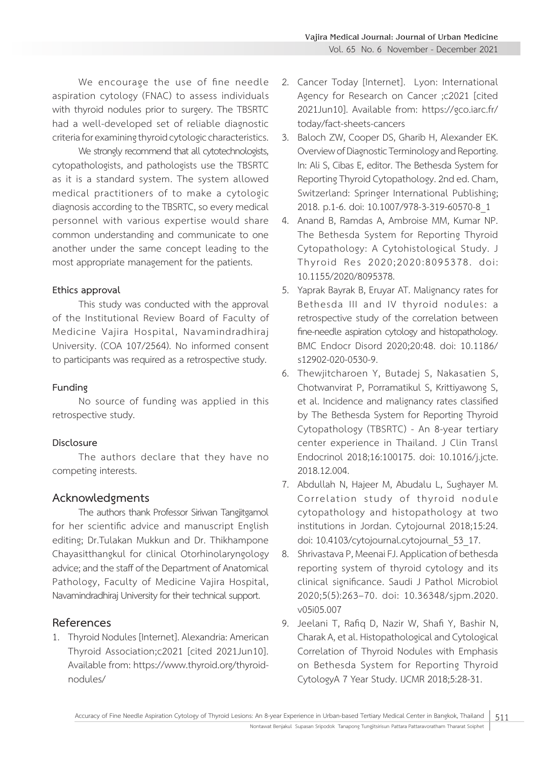We encourage the use of fine needle aspiration cytology (FNAC) to assess individuals with thyroid nodules prior to surgery. The TBSRTC had a well-developed set of reliable diagnostic criteria for examining thyroid cytologic characteristics.

We strongly recommend that all cytotechnologists, cytopathologists, and pathologists use the TBSRTC as it is a standard system. The system allowed medical practitioners of to make a cytologic diagnosis according to the TBSRTC, so every medical personnel with various expertise would share common understanding and communicate to one another under the same concept leading to the most appropriate management for the patients.

### Ethics approval

This study was conducted with the approval of the Institutional Review Board of Faculty of Medicine Vajira Hospital, Navamindradhiraj University. (COA 107/2564). No informed consent to participants was required as a retrospective study.

### Funding

No source of funding was applied in this retrospective study.

### Disclosure

The authors declare that they have no competing interests.

## Acknowledgments

The authors thank Professor Siriwan Tangjitgamol for her scientific advice and manuscript English editing; Dr.Tulakan Mukkun and Dr. Thikhampone Chayasitthangkul for clinical Otorhinolaryngology advice; and the staff of the Department of Anatomical Pathology, Faculty of Medicine Vajira Hospital, Navamindradhiraj University for their technical support.

## References

1. Thyroid Nodules [Internet]. Alexandria: American Thyroid Association;c2021 [cited 2021Jun10]. Available from: https://www.thyroid.org/thyroid-nodules/
2. Cancer Today [Internet]. Lyon: International Agency for Research on Cancer ;c2021 [cited 2021Jun10]. Available from: https://gco.iarc.fr/today/fact-sheets-cancers
3. Baloch ZW, Cooper DS, Gharib H, Alexander EK. Overview of Diagnostic Terminology and Reporting. In: Ali S, Cibas E, editor. The Bethesda System for Reporting Thyroid Cytopathology. 2nd ed. Cham, Switzerland: Springer International Publishing; 2018. p.1-6. doi: 10.1007/978-3-319-60570-8_1
4. Anand B, Ramdas A, Ambroise MM, Kumar NP. The Bethesda System for Reporting Thyroid Cytopathology: A Cytohistological Study. J Thyroid Res 2020;2020:8095378. doi: 10.1155/2020/8095378.
5. Yaprak Bayrak B, Eruyar AT. Malignancy rates for Bethesda III and IV thyroid nodules: a retrospective study of the correlation between fine-needle aspiration cytology and histopathology. BMC Endocr Disord 2020;20:48. doi: 10.1186/s12902-020-0530-9.
6. Thewjitcharoen Y, Butadej S, Nakasatien S, Chotwanvirat P, Porramatikul S, Krittiyawong S, et al. Incidence and malignancy rates classified by The Bethesda System for Reporting Thyroid Cytopathology (TBSRTC) - An 8-year tertiary center experience in Thailand. J Clin Transl Endocrinol 2018;16:100175. doi: 10.1016/j.jcte.2018.12.004.
7. Abdullah N, Hajeer M, Abudalu L, Sughayer M. Correlation study of thyroid nodule cytopathology and histopathology at two institutions in Jordan. Cytojournal 2018;15:24. doi: 10.4103/cytojournal.cytojournal_53_17.
8. Shrivastava P, Meenai FJ. Application of bethesda reporting system of thyroid cytology and its clinical significance. Saudi J Pathol Microbiol 2020;5(5):263–70. doi: 10.36348/sjpm.2020.v05i05.007
9. Jeelani T, Rafiq D, Nazir W, Shafi Y, Bashir N, Charak A, et al. Histopathological and Cytological Correlation of Thyroid Nodules with Emphasis on Bethesda System for Reporting Thyroid CytologyA 7 Year Study. IJCMR 2018;5:28-31.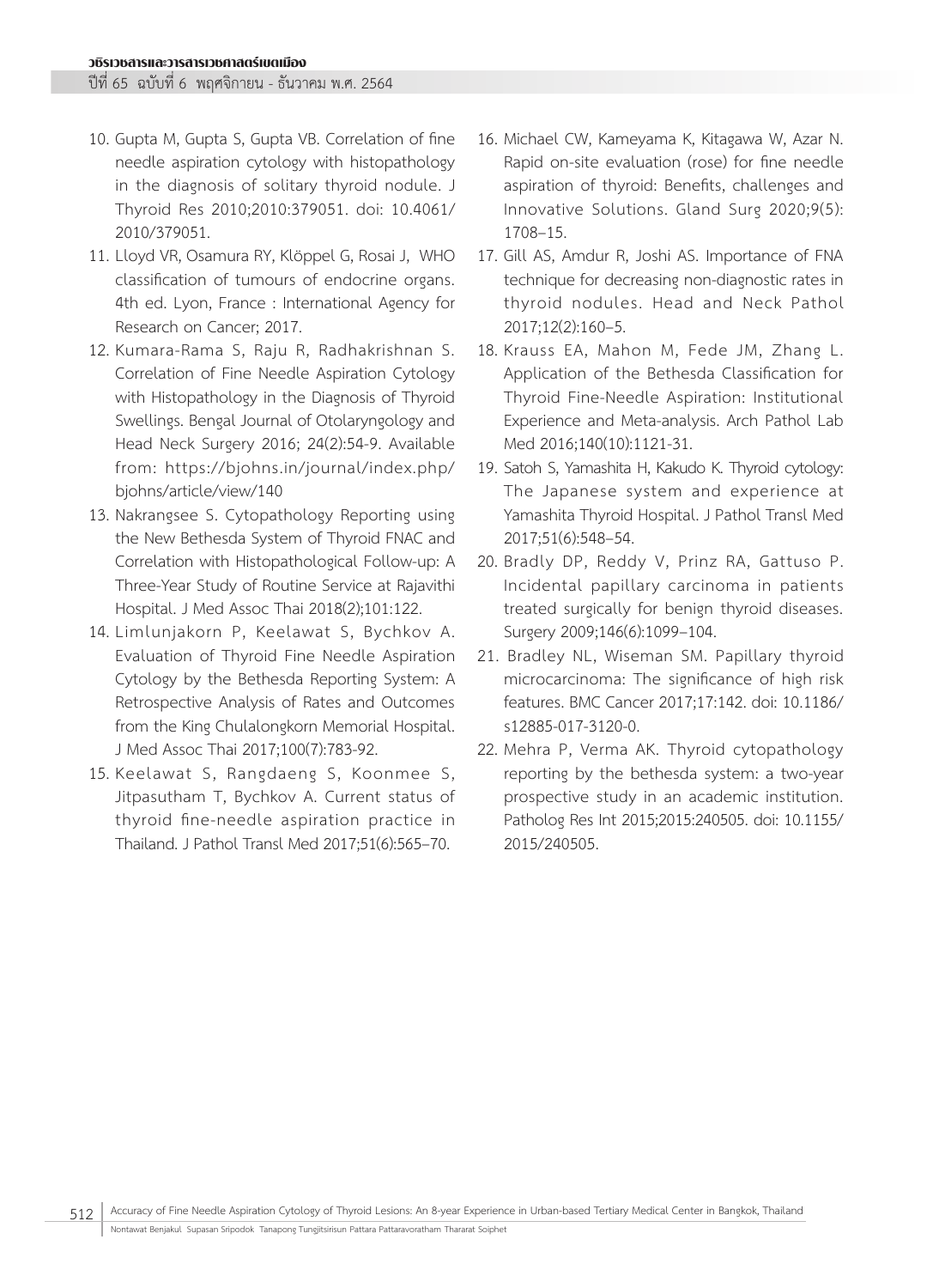10. Gupta M, Gupta S, Gupta VB. Correlation of fine needle aspiration cytology with histopathology in the diagnosis of solitary thyroid nodule. J Thyroid Res 2010;2010:379051. doi: 10.4061/2010/379051.
11. Lloyd VR, Osamura RY, Klöppel G, Rosai J, WHO classification of tumours of endocrine organs. 4th ed. Lyon, France : International Agency for Research on Cancer; 2017.
12. Kumara-Rama S, Raju R, Radhakrishnan S. Correlation of Fine Needle Aspiration Cytology with Histopathology in the Diagnosis of Thyroid Swellings. Bengal Journal of Otolaryngology and Head Neck Surgery 2016; 24(2):54-9. Available from: https://bjohns.in/journal/index.php/bjohns/article/view/140
13. Nakrangsee S. Cytopathology Reporting using the New Bethesda System of Thyroid FNAC and Correlation with Histopathological Follow-up: A Three-Year Study of Routine Service at Rajavithi Hospital. J Med Assoc Thai 2018(2);101:122.
14. Limlunjakorn P, Keelawat S, Bychkov A. Evaluation of Thyroid Fine Needle Aspiration Cytology by the Bethesda Reporting System: A Retrospective Analysis of Rates and Outcomes from the King Chulalongkorn Memorial Hospital. J Med Assoc Thai 2017;100(7):783-92.
15. Keelawat S, Rangdaeng S, Koonmee S, Jitpasutham T, Bychkov A. Current status of thyroid fine-needle aspiration practice in Thailand. J Pathol Transl Med 2017;51(6):565–70.
16. Michael CW, Kameyama K, Kitagawa W, Azar N. Rapid on-site evaluation (rose) for fine needle aspiration of thyroid: Benefits, challenges and Innovative Solutions. Gland Surg 2020;9(5):1708–15.
17. Gill AS, Amdur R, Joshi AS. Importance of FNA technique for decreasing non-diagnostic rates in thyroid nodules. Head and Neck Pathol 2017;12(2):160–5.
18. Krauss EA, Mahon M, Fede JM, Zhang L. Application of the Bethesda Classification for Thyroid Fine-Needle Aspiration: Institutional Experience and Meta-analysis. Arch Pathol Lab Med 2016;140(10):1121-31.
19. Satoh S, Yamashita H, Kakudo K. Thyroid cytology: The Japanese system and experience at Yamashita Thyroid Hospital. J Pathol Transl Med 2017;51(6):548–54.
20. Bradly DP, Reddy V, Prinz RA, Gattuso P. Incidental papillary carcinoma in patients treated surgically for benign thyroid diseases. Surgery 2009;146(6):1099–104.
21. Bradley NL, Wiseman SM. Papillary thyroid microcarcinoma: The significance of high risk features. BMC Cancer 2017;17:142. doi: 10.1186/s12885-017-3120-0.
22. Mehra P, Verma AK. Thyroid cytopathology reporting by the bethesda system: a two-year prospective study in an academic institution. Patholog Res Int 2015;2015:240505. doi: 10.1155/2015/240505.